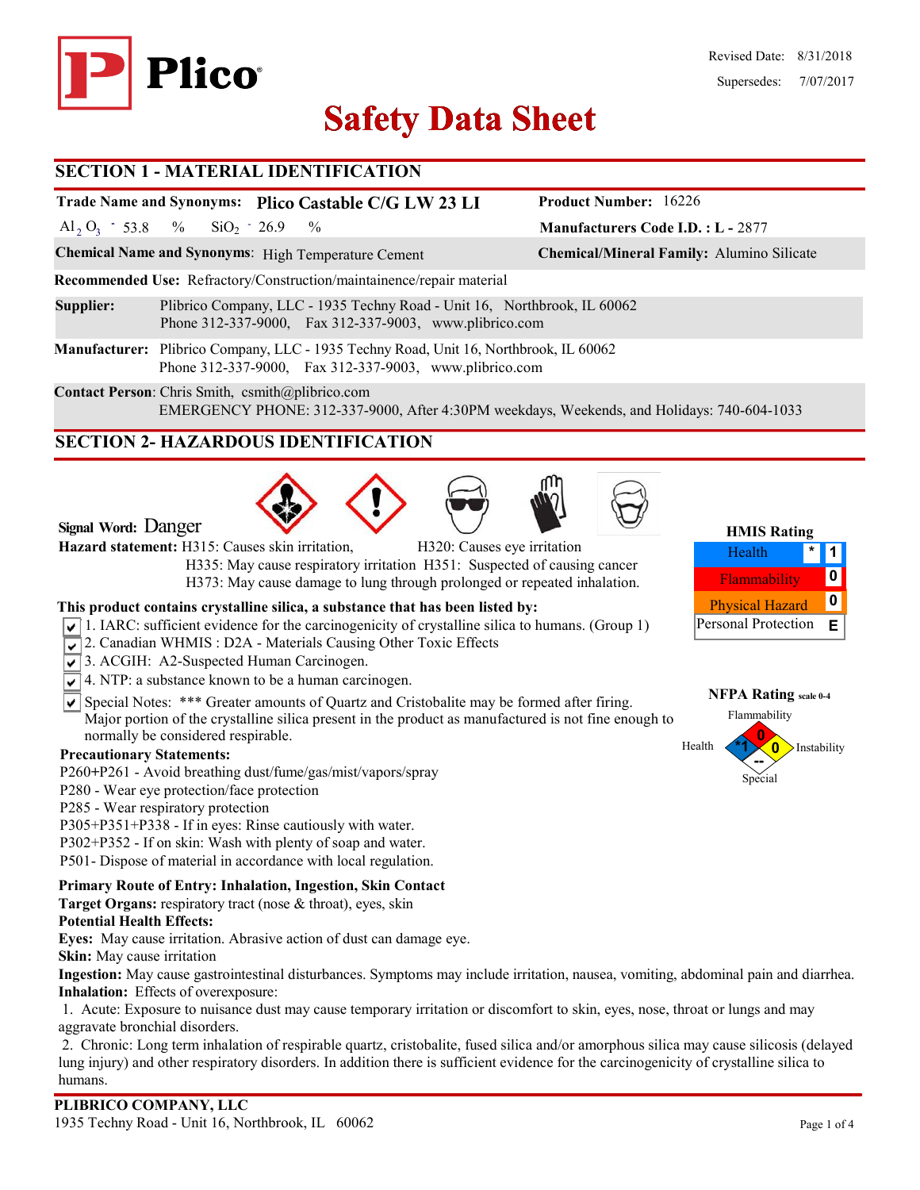# Plico

Revised Date: 8/31/2018
Supersedes: 7/07/2017

# Safety Data Sheet

## SECTION 1 - MATERIAL IDENTIFICATION

**Trade Name and Synonyms:** Plico Castable C/G LW 23 LI

**Product Number:** 16226

$Al_2O_3$ - 53.8 % $SiO_2$ - 26.9 %

**Manufacturers Code I.D. :** L - 2877

**Chemical Name and Synonyms**: High Temperature Cement

**Chemical/Mineral Family:** Alumino Silicate

**Recommended Use:** Refractory/Construction/maintainence/repair material

**Supplier:** Plibrico Company, LLC - 1935 Techny Road - Unit 16, Northbrook, IL 60062
Phone 312-337-9000, Fax 312-337-9003, www.plibrico.com

**Manufacturer:** Plibrico Company, LLC - 1935 Techny Road, Unit 16, Northbrook, IL 60062
Phone 312-337-9000, Fax 312-337-9003, www.plibrico.com

**Contact Person**: Chris Smith, csmith@plibrico.com
EMERGENCY PHONE: 312-337-9000, After 4:30PM weekdays, Weekends, and Holidays: 740-604-1033

## SECTION 2- HAZARDOUS IDENTIFICATION

**Signal Word:** Danger

**Hazard statement:** H315: Causes skin irritation, H320: Causes eye irritation
H335: May cause respiratory irritation H351: Suspected of causing cancer
H373: May cause damage to lung through prolonged or repeated inhalation.

**HMIS Rating**

| | | |
|---|---|---|
| Health | * | 1 |
| Flammability | | 0 |
| Physical Hazard | | 0 |
| Personal Protection | | E |

**NFPA Rating** scale 0-4

Flammability: 0
Health: *1
Instability: 0
Special: --

**This product contains crystalline silica, a substance that has been listed by:**

- [x] 1. IARC: sufficient evidence for the carcinogenicity of crystalline silica to humans. (Group 1)
- [x] 2. Canadian WHMIS : D2A - Materials Causing Other Toxic Effects
- [x] 3. ACGIH: A2-Suspected Human Carcinogen.
- [x] 4. NTP: a substance known to be a human carcinogen.
- [x] Special Notes: *** Greater amounts of Quartz and Cristobalite may be formed after firing. Major portion of the crystalline silica present in the product as manufactured is not fine enough to normally be considered respirable.

**Precautionary Statements:**

P260+P261 - Avoid breathing dust/fume/gas/mist/vapors/spray
P280 - Wear eye protection/face protection
P285 - Wear respiratory protection
P305+P351+P338 - If in eyes: Rinse cautiously with water.
P302+P352 - If on skin: Wash with plenty of soap and water.
P501- Dispose of material in accordance with local regulation.

**Primary Route of Entry: Inhalation, Ingestion, Skin Contact**
**Target Organs:** respiratory tract (nose & throat), eyes, skin
**Potential Health Effects:**
**Eyes:** May cause irritation. Abrasive action of dust can damage eye.
**Skin:** May cause irritation
**Ingestion:** May cause gastrointestinal disturbances. Symptoms may include irritation, nausea, vomiting, abdominal pain and diarrhea.
**Inhalation:** Effects of overexposure:

1. Acute: Exposure to nuisance dust may cause temporary irritation or discomfort to skin, eyes, nose, throat or lungs and may aggravate bronchial disorders.
2. Chronic: Long term inhalation of respirable quartz, cristobalite, fused silica and/or amorphous silica may cause silicosis (delayed lung injury) and other respiratory disorders. In addition there is sufficient evidence for the carcinogenicity of crystalline silica to humans.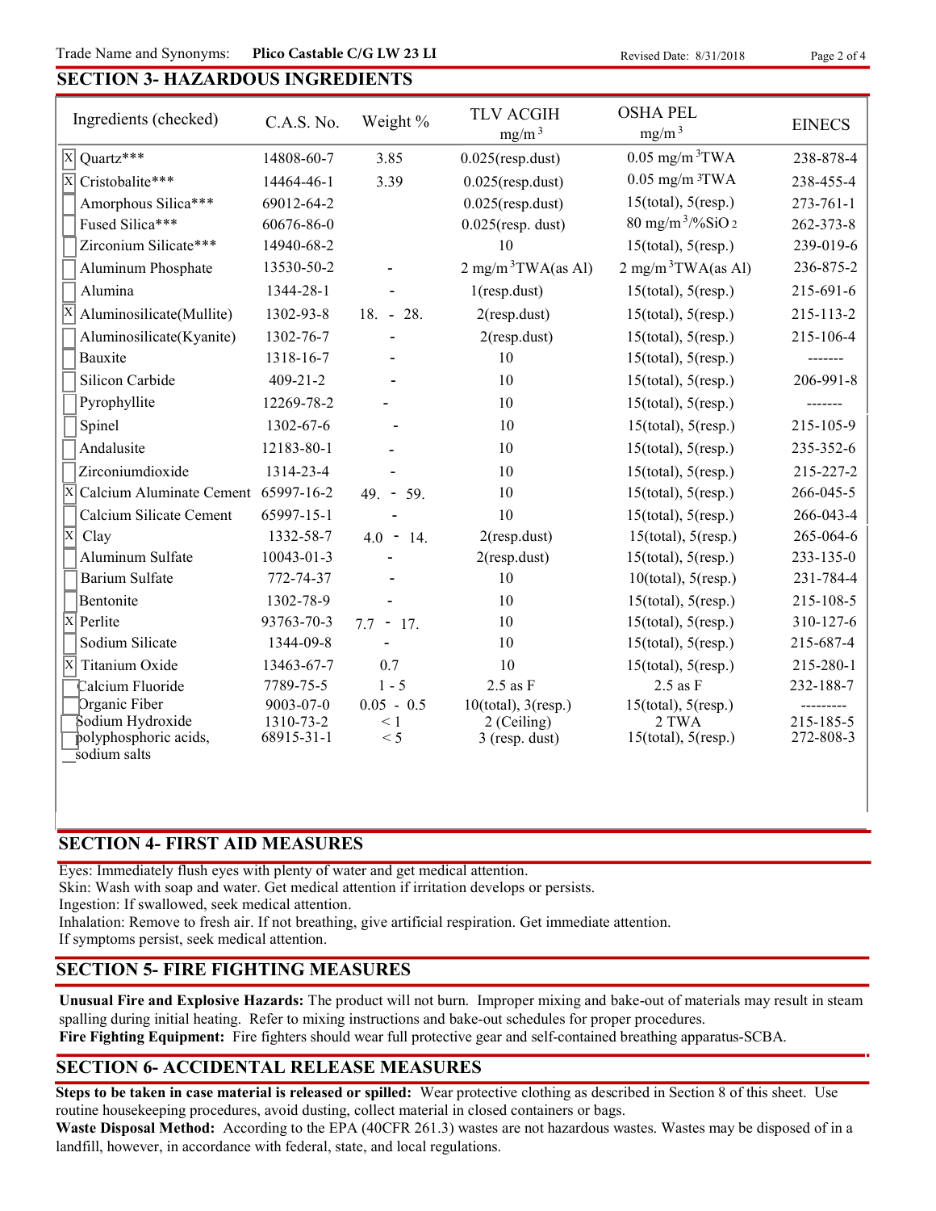Trade Name and Synonyms: **Plico Castable C/G LW 23 LI** Revised Date: 8/31/2018

## SECTION 3- HAZARDOUS INGREDIENTS

| Ingredients (checked) | C.A.S. No. | Weight % | TLV ACGIH $mg/m^3$ | OSHA PEL $mg/m^3$ | EINECS |
|---|---|---|---|---|---|
| X Quartz*** | 14808-60-7 | 3.85 | 0.025(resp.dust) | 0.05 $mg/m^3$TWA | 238-878-4 |
| X Cristobalite*** | 14464-46-1 | 3.39 | 0.025(resp.dust) | 0.05 $mg/m^3$TWA | 238-455-4 |
| Amorphous Silica*** | 69012-64-2 | | 0.025(resp.dust) | 15(total), 5(resp.) | 273-761-1 |
| Fused Silica*** | 60676-86-0 | | 0.025(resp. dust) | 80 $mg/m^3/\%SiO_2$ | 262-373-8 |
| Zirconium Silicate*** | 14940-68-2 | | 10 | 15(total), 5(resp.) | 239-019-6 |
| Aluminum Phosphate | 13530-50-2 | - | 2 $mg/m^3$TWA(as Al) | 2 $mg/m^3$TWA(as Al) | 236-875-2 |
| Alumina | 1344-28-1 | - | 1(resp.dust) | 15(total), 5(resp.) | 215-691-6 |
| X Aluminosilicate(Mullite) | 1302-93-8 | 18. - 28. | 2(resp.dust) | 15(total), 5(resp.) | 215-113-2 |
| Aluminosilicate(Kyanite) | 1302-76-7 | - | 2(resp.dust) | 15(total), 5(resp.) | 215-106-4 |
| Bauxite | 1318-16-7 | - | 10 | 15(total), 5(resp.) | ------- |
| Silicon Carbide | 409-21-2 | - | 10 | 15(total), 5(resp.) | 206-991-8 |
| Pyrophyllite | 12269-78-2 | - | 10 | 15(total), 5(resp.) | ------- |
| Spinel | 1302-67-6 | - | 10 | 15(total), 5(resp.) | 215-105-9 |
| Andalusite | 12183-80-1 | - | 10 | 15(total), 5(resp.) | 235-352-6 |
| Zirconiumdioxide | 1314-23-4 | - | 10 | 15(total), 5(resp.) | 215-227-2 |
| X Calcium Aluminate Cement | 65997-16-2 | 49. - 59. | 10 | 15(total), 5(resp.) | 266-045-5 |
| Calcium Silicate Cement | 65997-15-1 | - | 10 | 15(total), 5(resp.) | 266-043-4 |
| X Clay | 1332-58-7 | 4.0 - 14. | 2(resp.dust) | 15(total), 5(resp.) | 265-064-6 |
| Aluminum Sulfate | 10043-01-3 | - | 2(resp.dust) | 15(total), 5(resp.) | 233-135-0 |
| Barium Sulfate | 772-74-37 | - | 10 | 10(total), 5(resp.) | 231-784-4 |
| Bentonite | 1302-78-9 | - | 10 | 15(total), 5(resp.) | 215-108-5 |
| X Perlite | 93763-70-3 | 7.7 - 17. | 10 | 15(total), 5(resp.) | 310-127-6 |
| Sodium Silicate | 1344-09-8 | - | 10 | 15(total), 5(resp.) | 215-687-4 |
| X Titanium Oxide | 13463-67-7 | 0.7 | 10 | 15(total), 5(resp.) | 215-280-1 |
| Calcium Fluoride | 7789-75-5 | 1 - 5 | 2.5 as F | 2.5 as F | 232-188-7 |
| Organic Fiber | 9003-07-0 | 0.05 - 0.5 | 10(total), 3(resp.) | 15(total), 5(resp.) | --------- |
| Sodium Hydroxide | 1310-73-2 | < 1 | 2 (Ceiling) | 2 TWA | 215-185-5 |
| polyphosphoric acids, sodium salts | 68915-31-1 | < 5 | 3 (resp. dust) | 15(total), 5(resp.) | 272-808-3 |

## SECTION 4- FIRST AID MEASURES

Eyes: Immediately flush eyes with plenty of water and get medical attention.
Skin: Wash with soap and water. Get medical attention if irritation develops or persists.
Ingestion: If swallowed, seek medical attention.
Inhalation: Remove to fresh air. If not breathing, give artificial respiration. Get immediate attention.
If symptoms persist, seek medical attention.

## SECTION 5- FIRE FIGHTING MEASURES

**Unusual Fire and Explosive Hazards:** The product will not burn. Improper mixing and bake-out of materials may result in steam spalling during initial heating. Refer to mixing instructions and bake-out schedules for proper procedures.
**Fire Fighting Equipment:** Fire fighters should wear full protective gear and self-contained breathing apparatus-SCBA.

## SECTION 6- ACCIDENTAL RELEASE MEASURES

**Steps to be taken in case material is released or spilled:** Wear protective clothing as described in Section 8 of this sheet. Use routine housekeeping procedures, avoid dusting, collect material in closed containers or bags.
**Waste Disposal Method:** According to the EPA (40CFR 261.3) wastes are not hazardous wastes. Wastes may be disposed of in a landfill, however, in accordance with federal, state, and local regulations.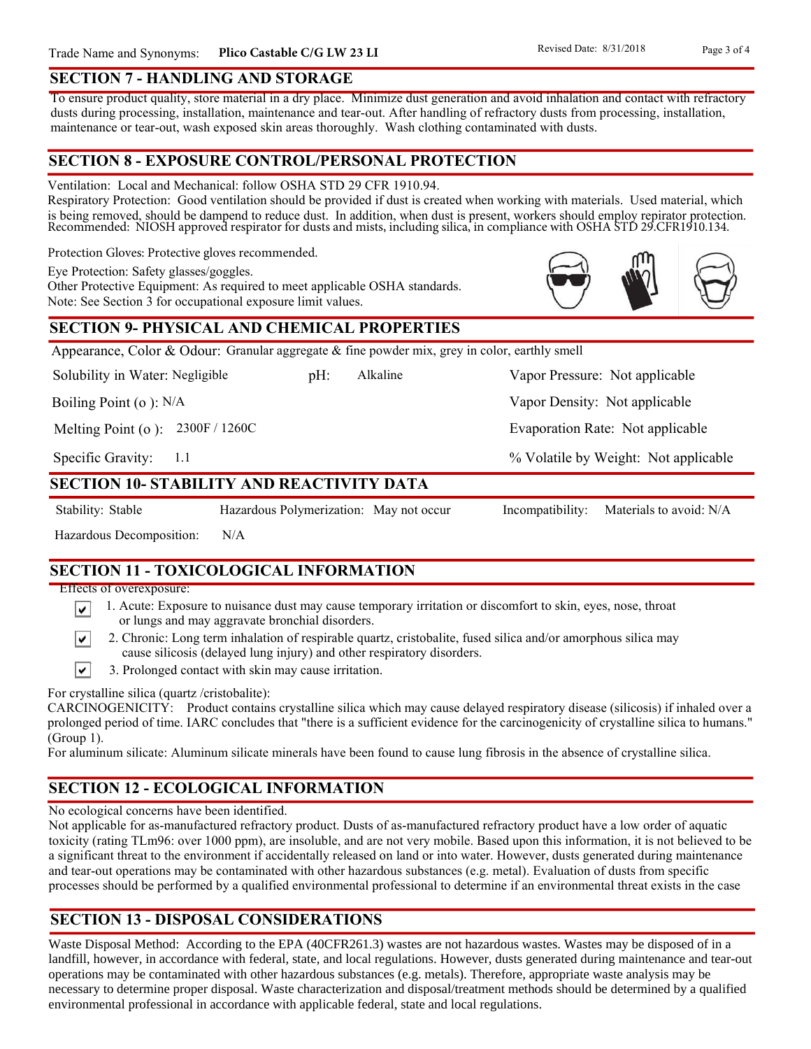Trade Name and Synonyms: **Plico Castable C/G LW 23 LI**

Revised Date: 8/31/2018

## SECTION 7 - HANDLING AND STORAGE

To ensure product quality, store material in a dry place. Minimize dust generation and avoid inhalation and contact with refractory dusts during processing, installation, maintenance and tear-out. After handling of refractory dusts from processing, installation, maintenance or tear-out, wash exposed skin areas thoroughly. Wash clothing contaminated with dusts.

## SECTION 8 - EXPOSURE CONTROL/PERSONAL PROTECTION

Ventilation: Local and Mechanical: follow OSHA STD 29 CFR 1910.94.

Respiratory Protection: Good ventilation should be provided if dust is created when working with materials. Used material, which is being removed, should be dampend to reduce dust. In addition, when dust is present, workers should employ repirator protection. Recommended: NIOSH approved respirator for dusts and mists, including silica, in compliance with OSHA STD 29.CFR1910.134.

Protection Gloves: Protective gloves recommended.

Eye Protection: Safety glasses/goggles.

Other Protective Equipment: As required to meet applicable OSHA standards.

Note: See Section 3 for occupational exposure limit values.

## SECTION 9- PHYSICAL AND CHEMICAL PROPERTIES

Appearance, Color & Odour: Granular aggregate & fine powder mix, grey in color, earthly smell

| | | |
|---|---|---|
| Solubility in Water: Negligible | pH: Alkaline | Vapor Pressure: Not applicable |
| Boiling Point (o ): N/A | | Vapor Density: Not applicable |
| Melting Point (o ): 2300F / 1260C | | Evaporation Rate: Not applicable |
| Specific Gravity: 1.1 | | % Volatile by Weight: Not applicable |

## SECTION 10- STABILITY AND REACTIVITY DATA

| | | |
|---|---|---|
| Stability: Stable | Hazardous Polymerization: May not occur | Incompatibility: Materials to avoid: N/A |
| Hazardous Decomposition: N/A | | |

## SECTION 11 - TOXICOLOGICAL INFORMATION

Effects of overexposure:

- ☑ 1. Acute: Exposure to nuisance dust may cause temporary irritation or discomfort to skin, eyes, nose, throat or lungs and may aggravate bronchial disorders.
- ☑ 2. Chronic: Long term inhalation of respirable quartz, cristobalite, fused silica and/or amorphous silica may cause silicosis (delayed lung injury) and other respiratory disorders.
- ☑ 3. Prolonged contact with skin may cause irritation.

For crystalline silica (quartz /cristobalite):

CARCINOGENICITY: Product contains crystalline silica which may cause delayed respiratory disease (silicosis) if inhaled over a prolonged period of time. IARC concludes that "there is a sufficient evidence for the carcinogenicity of crystalline silica to humans." (Group 1).

For aluminum silicate: Aluminum silicate minerals have been found to cause lung fibrosis in the absence of crystalline silica.

## SECTION 12 - ECOLOGICAL INFORMATION

No ecological concerns have been identified.

Not applicable for as-manufactured refractory product. Dusts of as-manufactured refractory product have a low order of aquatic toxicity (rating TLm96: over 1000 ppm), are insoluble, and are not very mobile. Based upon this information, it is not believed to be a significant threat to the environment if accidentally released on land or into water. However, dusts generated during maintenance and tear-out operations may be contaminated with other hazardous substances (e.g. metal). Evaluation of dusts from specific processes should be performed by a qualified environmental professional to determine if an environmental threat exists in the case

## SECTION 13 - DISPOSAL CONSIDERATIONS

Waste Disposal Method: According to the EPA (40CFR261.3) wastes are not hazardous wastes. Wastes may be disposed of in a landfill, however, in accordance with federal, state, and local regulations. However, dusts generated during maintenance and tear-out operations may be contaminated with other hazardous substances (e.g. metals). Therefore, appropriate waste analysis may be necessary to determine proper disposal. Waste characterization and disposal/treatment methods should be determined by a qualified environmental professional in accordance with applicable federal, state and local regulations.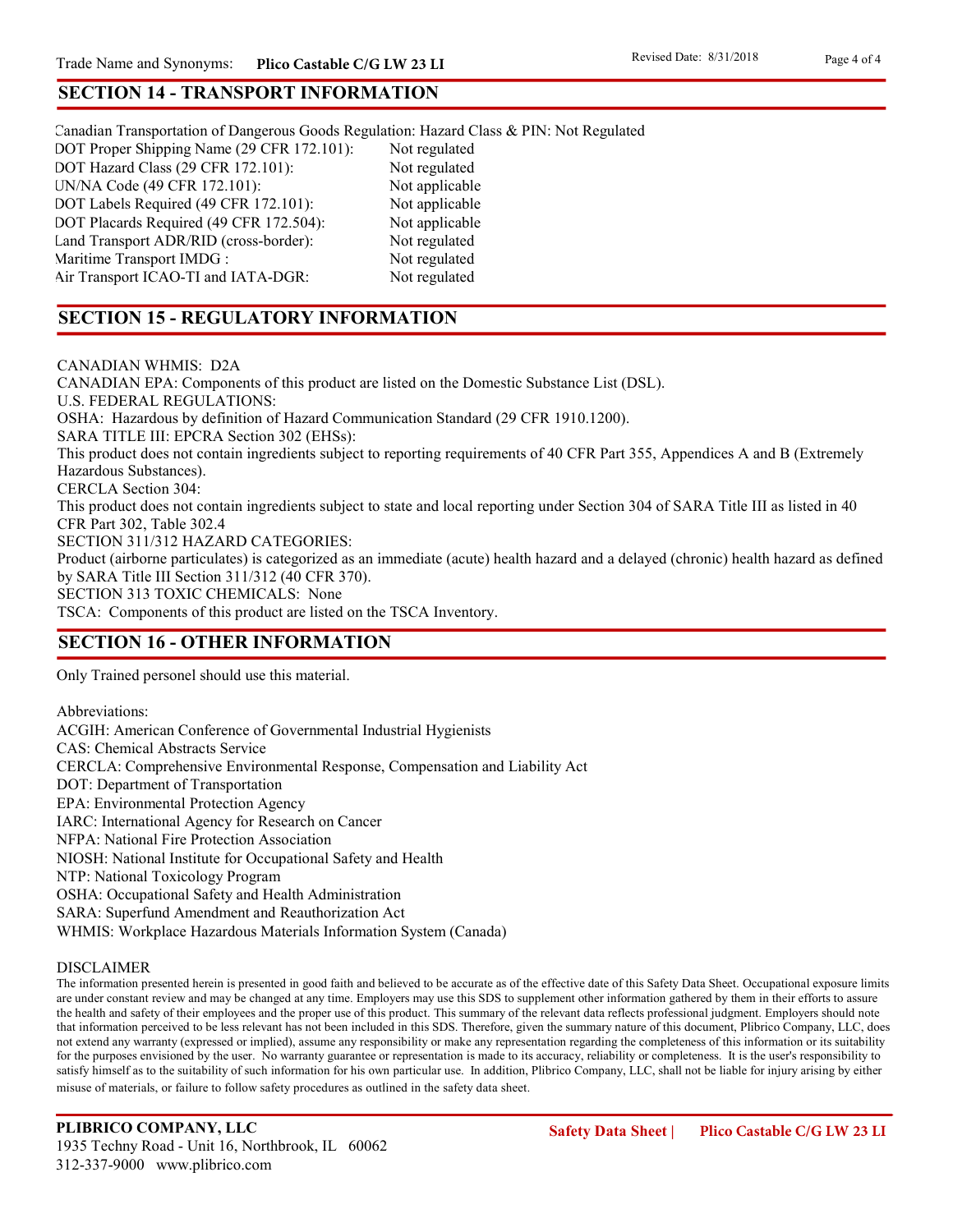## SECTION 14 - TRANSPORT INFORMATION

Canadian Transportation of Dangerous Goods Regulation: Hazard Class & PIN: Not Regulated

| | |
|---|---|
| DOT Proper Shipping Name (29 CFR 172.101): | Not regulated |
| DOT Hazard Class (29 CFR 172.101): | Not regulated |
| UN/NA Code (49 CFR 172.101): | Not applicable |
| DOT Labels Required (49 CFR 172.101): | Not applicable |
| DOT Placards Required (49 CFR 172.504): | Not applicable |
| Land Transport ADR/RID (cross-border): | Not regulated |
| Maritime Transport IMDG : | Not regulated |
| Air Transport ICAO-TI and IATA-DGR: | Not regulated |

## SECTION 15 - REGULATORY INFORMATION

CANADIAN WHMIS: D2A

CANADIAN EPA: Components of this product are listed on the Domestic Substance List (DSL).

U.S. FEDERAL REGULATIONS:

OSHA: Hazardous by definition of Hazard Communication Standard (29 CFR 1910.1200).

SARA TITLE III: EPCRA Section 302 (EHSs):

This product does not contain ingredients subject to reporting requirements of 40 CFR Part 355, Appendices A and B (Extremely Hazardous Substances).

CERCLA Section 304:

This product does not contain ingredients subject to state and local reporting under Section 304 of SARA Title III as listed in 40 CFR Part 302, Table 302.4

SECTION 311/312 HAZARD CATEGORIES:

Product (airborne particulates) is categorized as an immediate (acute) health hazard and a delayed (chronic) health hazard as defined by SARA Title III Section 311/312 (40 CFR 370).

SECTION 313 TOXIC CHEMICALS: None

TSCA: Components of this product are listed on the TSCA Inventory.

## SECTION 16 - OTHER INFORMATION

Only Trained personel should use this material.

Abbreviations:

ACGIH: American Conference of Governmental Industrial Hygienists
CAS: Chemical Abstracts Service
CERCLA: Comprehensive Environmental Response, Compensation and Liability Act
DOT: Department of Transportation
EPA: Environmental Protection Agency
IARC: International Agency for Research on Cancer
NFPA: National Fire Protection Association
NIOSH: National Institute for Occupational Safety and Health
NTP: National Toxicology Program
OSHA: Occupational Safety and Health Administration
SARA: Superfund Amendment and Reauthorization Act
WHMIS: Workplace Hazardous Materials Information System (Canada)

DISCLAIMER

The information presented herein is presented in good faith and believed to be accurate as of the effective date of this Safety Data Sheet. Occupational exposure limits are under constant review and may be changed at any time. Employers may use this SDS to supplement other information gathered by them in their efforts to assure the health and safety of their employees and the proper use of this product. This summary of the relevant data reflects professional judgment. Employers should note that information perceived to be less relevant has not been included in this SDS. Therefore, given the summary nature of this document, Plibrico Company, LLC, does not extend any warranty (expressed or implied), assume any responsibility or make any representation regarding the completeness of this information or its suitability for the purposes envisioned by the user. No warranty guarantee or representation is made to its accuracy, reliability or completeness. It is the user's responsibility to satisfy himself as to the suitability of such information for his own particular use. In addition, Plibrico Company, LLC, shall not be liable for injury arising by either misuse of materials, or failure to follow safety procedures as outlined in the safety data sheet.

**PLIBRICO COMPANY, LLC**
1935 Techny Road - Unit 16, Northbrook, IL 60062
312-337-9000 www.plibrico.com